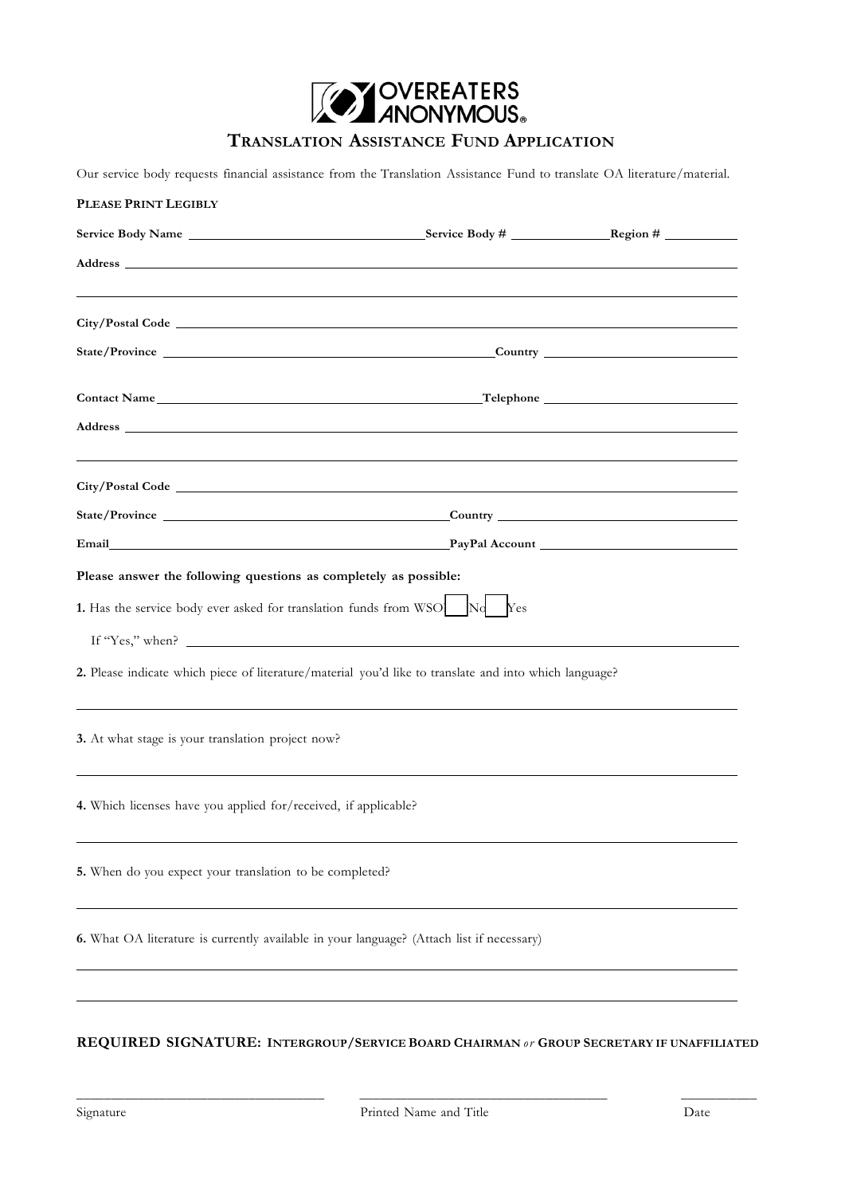# OVEREATERS ANONYMOUS®

## Translation Assistance Fund Application

Our service body requests financial assistance from the Translation Assistance Fund to translate OA literature/material.

**Please Print Legibly**

**Service Body Name** ______________________ **Service Body #** ______________ **Region #** __________

**Address** ______________________________________________

______________________________________________

**City/Postal Code** ______________________________________________

**State/Province** ______________________ **Country** ______________________

**Contact Name** ______________________ **Telephone** ______________________

**Address** ______________________________________________

______________________________________________

**City/Postal Code** ______________________________________________

**State/Province** ______________________ **Country** ______________________

**Email** ______________________ **PayPal Account** ______________________

**Please answer the following questions as completely as possible:**

**1.** Has the service body ever asked for translation funds from WSO? ☐ No ☐ Yes

If "Yes," when? ______________________________________________

**2.** Please indicate which piece of literature/material you'd like to translate and into which language?

______________________________________________

**3.** At what stage is your translation project now?

______________________________________________

**4.** Which licenses have you applied for/received, if applicable?

______________________________________________

**5.** When do you expect your translation to be completed?

______________________________________________

**6.** What OA literature is currently available in your language? (Attach list if necessary)

______________________________________________

______________________________________________

**REQUIRED SIGNATURE: Intergroup/Service Board Chairman *or* Group Secretary if unaffiliated**

______________________ ______________________ __________

Signature Printed Name and Title Date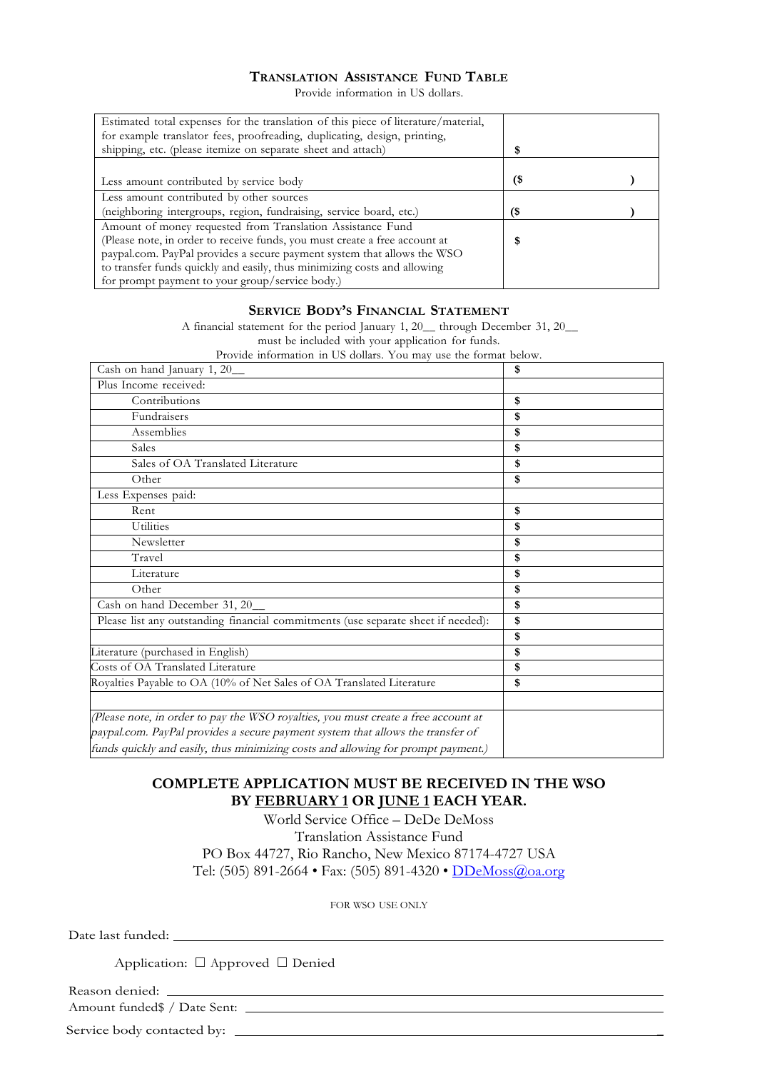## Translation Assistance Fund Table

Provide information in US dollars.

| | |
|---|---|
| Estimated total expenses for the translation of this piece of literature/material, for example translator fees, proofreading, duplicating, design, printing, shipping, etc. (please itemize on separate sheet and attach) | $ |
| Less amount contributed by service body | ($ ) |
| Less amount contributed by other sources (neighboring intergroups, region, fundraising, service board, etc.) | ($ ) |
| Amount of money requested from Translation Assistance Fund (Please note, in order to receive funds, you must create a free account at paypal.com. PayPal provides a secure payment system that allows the WSO to transfer funds quickly and easily, thus minimizing costs and allowing for prompt payment to your group/service body.) | $ |

## Service Body's Financial Statement

A financial statement for the period January 1, 20__ through December 31, 20__ must be included with your application for funds.

Provide information in US dollars. You may use the format below.

| | |
|---|---|
| Cash on hand January 1, 20__ | $ |
| Plus Income received: | |
| Contributions | $ |
| Fundraisers | $ |
| Assemblies | $ |
| Sales | $ |
| Sales of OA Translated Literature | $ |
| Other | $ |
| Less Expenses paid: | |
| Rent | $ |
| Utilities | $ |
| Newsletter | $ |
| Travel | $ |
| Literature | $ |
| Other | $ |
| Cash on hand December 31, 20__ | $ |
| Please list any outstanding financial commitments (use separate sheet if needed): | $ |
| | $ |
| Literature (purchased in English) | $ |
| Costs of OA Translated Literature | $ |
| Royalties Payable to OA (10% of Net Sales of OA Translated Literature | $ |
| | |
| *(Please note, in order to pay the WSO royalties, you must create a free account at paypal.com. PayPal provides a secure payment system that allows the transfer of funds quickly and easily, thus minimizing costs and allowing for prompt payment.)* | |

**COMPLETE APPLICATION MUST BE RECEIVED IN THE WSO BY FEBRUARY 1 OR JUNE 1 EACH YEAR.**

World Service Office – DeDe DeMoss
Translation Assistance Fund
PO Box 44727, Rio Rancho, New Mexico 87174-4727 USA
Tel: (505) 891-2664 • Fax: (505) 891-4320 • DDeMoss@oa.org

FOR WSO USE ONLY

Date last funded: ____________________

Application: ☐ Approved ☐ Denied

Reason denied: ____________________

Amount funded$ / Date Sent: ____________________

Service body contacted by: ____________________